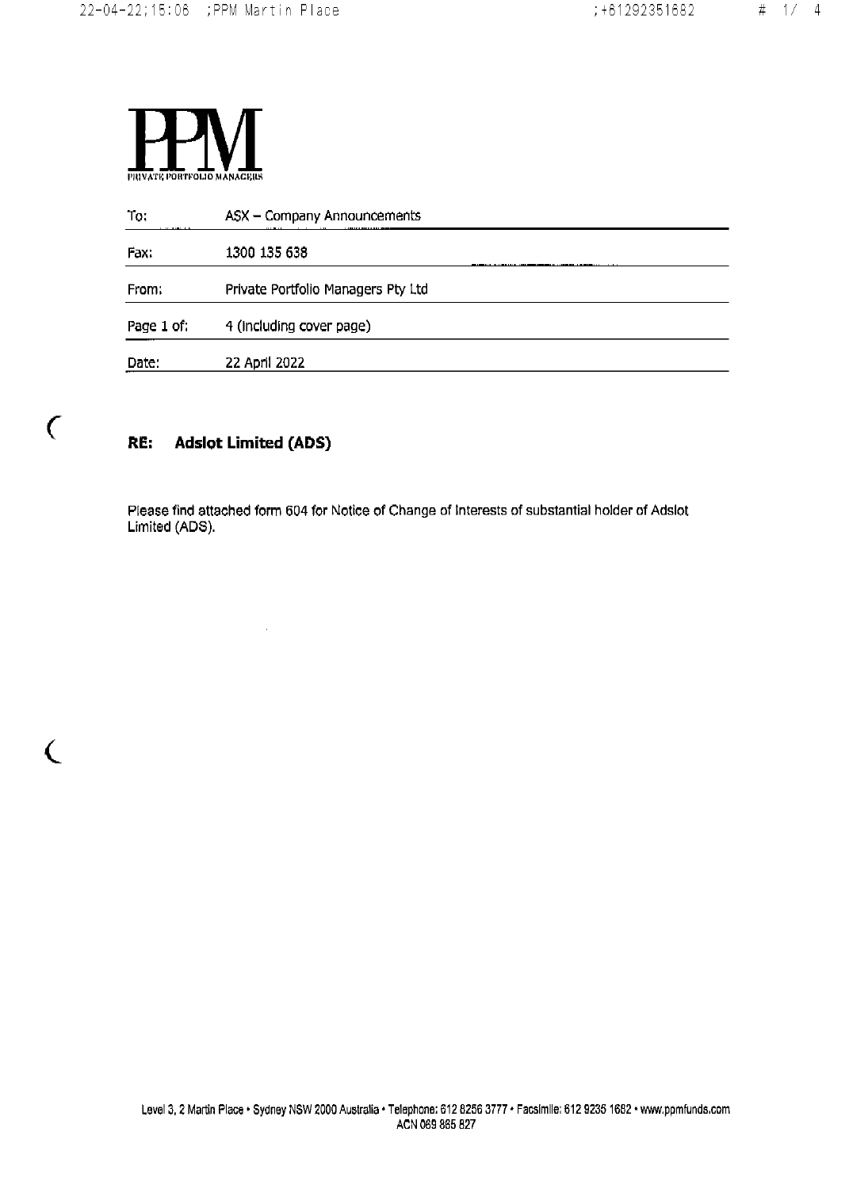**PPM**

PRIVATE PORTFOLIO MANAGERS

| | |
|---|---|
| To: | ASX – Company Announcements |
| Fax: | 1300 135 638 |
| From: | Private Portfolio Managers Pty Ltd |
| Page 1 of: | 4 (including cover page) |
| Date: | 22 April 2022 |

## RE: Adslot Limited (ADS)

Please find attached form 604 for Notice of Change of Interests of substantial holder of Adslot Limited (ADS).

Level 3, 2 Martin Place • Sydney NSW 2000 Australia • Telephone: 612 8256 3777 • Facsimile: 612 9235 1682 • www.ppmfunds.com
ACN 069 885 827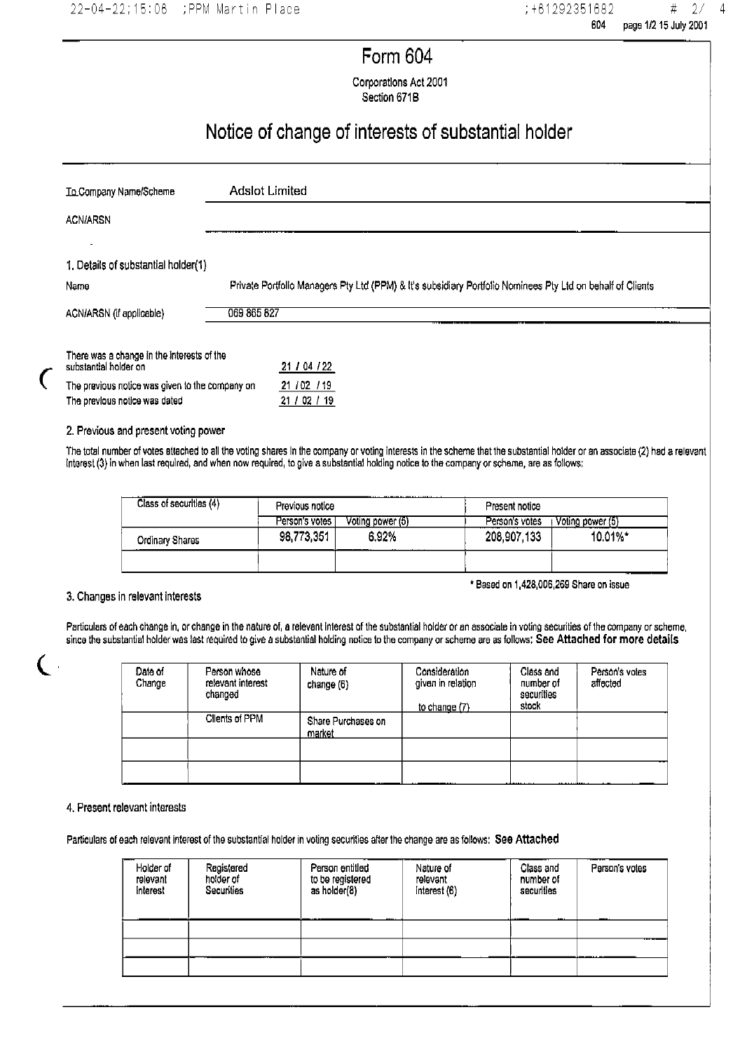# Form 604

Corporations Act 2001
Section 671B

## Notice of change of interests of substantial holder

| | |
|---|---|
| To Company Name/Scheme | Adslot Limited |
| ACN/ARSN | |

### 1. Details of substantial holder(1)

| | |
|---|---|
| Name | Private Portfolio Managers Pty Ltd (PPM) & It's subsidiary Portfolio Nominees Pty Ltd on behalf of Clients |
| ACN/ARSN (if applicable) | 069 865 827 |

| | |
|---|---|
| There was a change in the interests of the substantial holder on | 21 / 04 / 22 |
| The previous notice was given to the company on | 21 / 02 / 19 |
| The previous notice was dated | 21 / 02 / 19 |

### 2. Previous and present voting power

The total number of votes attached to all the voting shares in the company or voting interests in the scheme that the substantial holder or an associate (2) had a relevant interest (3) in when last required, and when now required, to give a substantial holding notice to the company or scheme, are as follows:

| Class of securities (4) | Previous notice | | Present notice | |
|---|---|---|---|---|
| | Person's votes | Voting power (5) | Person's votes | Voting power (5) |
| Ordinary Shares | 98,773,351 | 6.92% | 208,907,133 | 10.01%* |
| | | | | |

\* Based on 1,428,006,269 Share on issue

### 3. Changes in relevant interests

Particulars of each change in, or change in the nature of, a relevant interest of the substantial holder or an associate in voting securities of the company or scheme, since the substantial holder was last required to give a substantial holding notice to the company or scheme are as follows: **See Attached for more details**

| Date of Change | Person whose relevant interest changed | Nature of change (6) | Consideration given in relation to change (7) | Class and number of securities stock | Person's votes affected |
|---|---|---|---|---|---|
| | Clients of PPM | Share Purchases on market | | | |
| | | | | | |
| | | | | | |

### 4. Present relevant interests

Particulars of each relevant interest of the substantial holder in voting securities after the change are as follows: **See Attached**

| Holder of relevant interest | Registered holder of Securities | Person entitled to be registered as holder(8) | Nature of relevant interest (6) | Class and number of securities | Person's votes |
|---|---|---|---|---|---|
| | | | | | |
| | | | | | |
| | | | | | |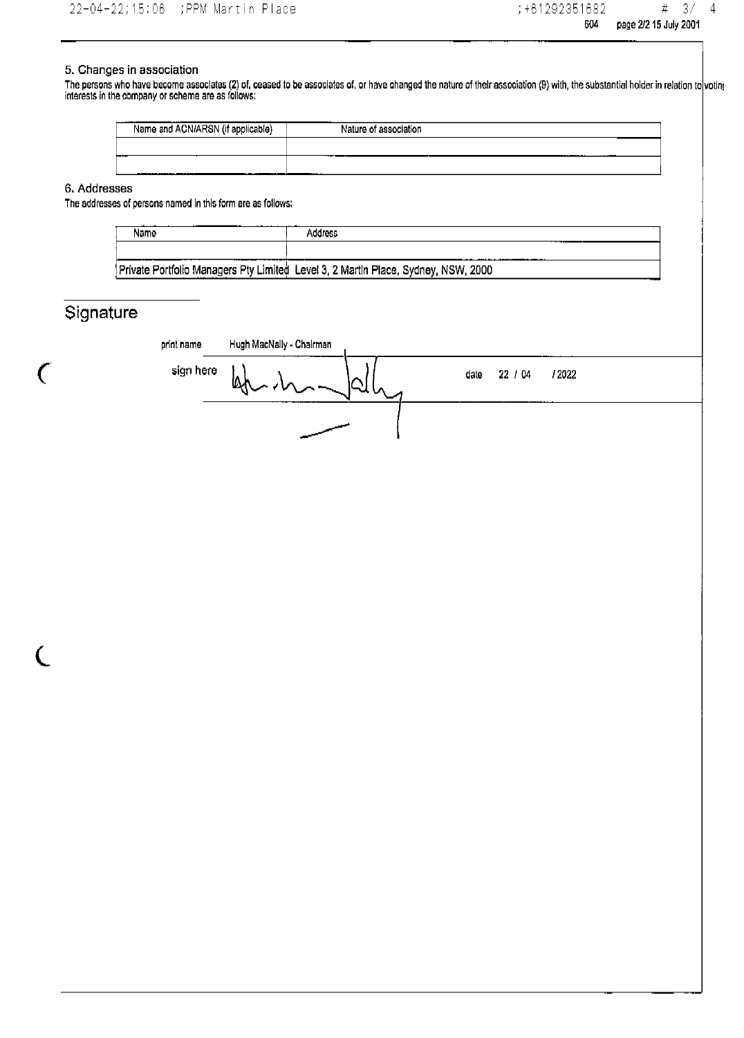## 5. Changes in association

The persons who have become associates (2) of, ceased to be associates of, or have changed the nature of their association (9) with, the substantial holder in relation to voting interests in the company or scheme are as follows:

| Name and ACN/ARSN (if applicable) | Nature of association |
|---|---|
| | |
| | |

## 6. Addresses

The addresses of persons named in this form are as follows:

| Name | Address |
|---|---|
| | |
| Private Portfolio Managers Pty Limited | Level 3, 2 Martin Place, Sydney, NSW, 2000 |

## Signature

print name Hugh MacNally - Chairman

sign here

date 22 / 04 / 2022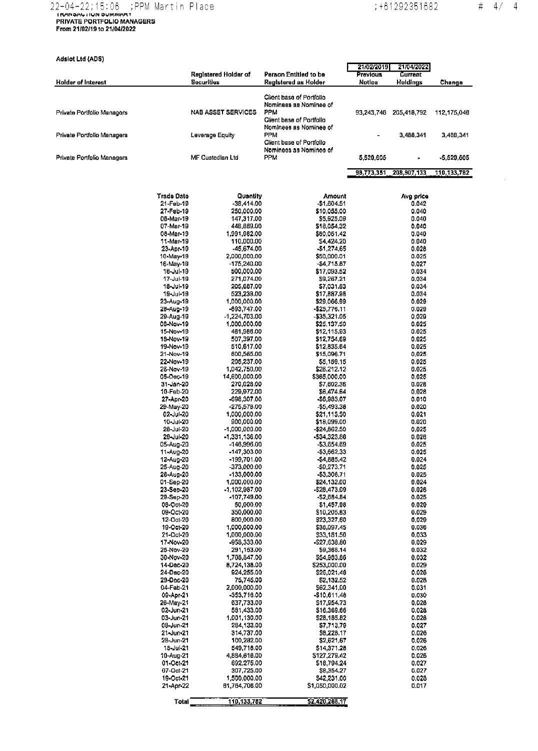**TRANSACTION SUMMARY**
**PRIVATE PORTFOLIO MANAGERS**
**From 21/02/19 to 21/04/2022**

**Adslot Ltd (ADS)**

| Holder of Interest | Registered Holder of Securities | Person Entitled to be Registered as Holder | 21/02/2019 Previous Notice | 21/04/2022 Current Holdings | Change |
|---|---|---|---|---|---|
| Private Portfolio Managers | NAB ASSET SERVICES | Client base of Portfolio Nominees as Nominee of PPM | 93,243,746 | 205,418,792 | 112,175,046 |
| Private Portfolio Managers | Leverage Equity | Client base of Portfolio Nominees as Nominee of PPM | - | 3,488,341 | 3,488,341 |
| Private Portfolio Managers | MF Custodian Ltd | Client base of Portfolio Nominees as Nominee of PPM | 5,529,605 | - | -5,529,605 |
| | | | 98,773,351 | 208,907,133 | 110,133,782 |

| Trade Date | Quantity | Amount | Avg price |
|---|---|---|---|
| 21-Feb-19 | -38,414.00 | -$1,604.51 | 0.042 |
| 27-Feb-19 | 250,000.00 | $10,055.00 | 0.040 |
| 06-Mar-19 | 147,317.00 | $5,925.09 | 0.040 |
| 07-Mar-19 | 448,889.00 | $18,054.32 | 0.040 |
| 08-Mar-19 | 1,991,962.00 | $80,051.42 | 0.040 |
| 11-Mar-19 | 110,000.00 | $4,424.20 | 0.040 |
| 23-Apr-19 | -45,674.00 | -$1,274.65 | 0.028 |
| 10-May-19 | 2,000,000.00 | $50,000.01 | 0.025 |
| 16-May-19 | -175,240.00 | -$4,715.87 | 0.027 |
| 16-Jul-19 | 500,000.00 | $17,093.52 | 0.034 |
| 17-Jul-19 | 271,074.00 | $9,267.21 | 0.034 |
| 18-Jul-19 | 205,687.00 | $7,031.63 | 0.034 |
| 19-Jul-19 | 523,239.00 | $17,887.98 | 0.034 |
| 23-Aug-19 | 1,000,000.00 | $29,066.99 | 0.029 |
| 28-Aug-19 | -893,747.00 | -$25,776.11 | 0.029 |
| 29-Aug-19 | -1,224,703.00 | -$35,321.05 | 0.029 |
| 08-Nov-19 | 1,000,000.00 | $25,137.50 | 0.025 |
| 15-Nov-19 | 481,986.00 | $12,115.93 | 0.025 |
| 18-Nov-19 | 507,397.00 | $12,754.69 | 0.025 |
| 19-Nov-19 | 510,617.00 | $12,835.64 | 0.025 |
| 21-Nov-19 | 600,565.00 | $15,096.71 | 0.025 |
| 22-Nov-19 | 205,237.00 | $5,159.15 | 0.025 |
| 26-Nov-19 | 1,042,750.00 | $26,212.12 | 0.025 |
| 05-Dec-19 | 14,600,000.00 | $365,000.00 | 0.025 |
| 31-Jan-20 | 270,028.00 | $7,602.36 | 0.028 |
| 10-Feb-20 | 229,972.00 | $6,474.64 | 0.028 |
| 27-Apr-20 | -698,307.00 | -$6,983.07 | 0.010 |
| 29-May-20 | -275,578.00 | -$5,493.38 | 0.020 |
| 02-Jul-20 | 1,000,000.00 | $21,115.50 | 0.021 |
| 10-Jul-20 | 900,000.00 | $18,099.00 | 0.020 |
| 28-Jul-20 | -1,000,000.00 | -$24,862.50 | 0.025 |
| 29-Jul-20 | -1,331,136.00 | -$34,323.66 | 0.026 |
| 05-Aug-20 | -146,996.00 | -$3,654.69 | 0.025 |
| 11-Aug-20 | -147,303.00 | -$3,662.33 | 0.025 |
| 12-Aug-20 | -199,701.00 | -$4,885.42 | 0.024 |
| 25-Aug-20 | -373,000.00 | -$9,273.71 | 0.025 |
| 26-Aug-20 | -133,000.00 | -$3,306.71 | 0.025 |
| 01-Sep-20 | 1,000,000.00 | $24,132.00 | 0.024 |
| 23-Sep-20 | -1,102,987.00 | -$28,473.09 | 0.026 |
| 29-Sep-20 | -107,749.00 | -$2,684.84 | 0.025 |
| 08-Oct-20 | 50,000.00 | $1,457.98 | 0.029 |
| 09-Oct-20 | 350,000.00 | $10,205.83 | 0.029 |
| 12-Oct-20 | 800,000.00 | $23,327.60 | 0.029 |
| 19-Oct-20 | 1,000,000.00 | $36,097.45 | 0.036 |
| 21-Oct-20 | 1,000,000.00 | $33,181.50 | 0.033 |
| 17-Nov-20 | -958,333.00 | -$27,638.80 | 0.029 |
| 25-Nov-20 | 291,153.00 | $9,368.14 | 0.032 |
| 30-Nov-20 | 1,708,847.00 | $54,983.86 | 0.032 |
| 14-Dec-20 | 8,724,138.00 | $253,000.00 | 0.029 |
| 24-Dec-20 | 924,255.00 | $26,021.48 | 0.028 |
| 29-Dec-20 | 75,745.00 | $2,132.52 | 0.028 |
| 04-Feb-21 | 2,000,000.00 | $62,341.00 | 0.031 |
| 09-Apr-21 | -353,716.00 | -$10,611.48 | 0.030 |
| 26-May-21 | 637,733.00 | $17,954.73 | 0.028 |
| 02-Jun-21 | 581,433.00 | $16,369.66 | 0.028 |
| 03-Jun-21 | 1,001,130.00 | $28,185.82 | 0.028 |
| 08-Jun-21 | 284,133.00 | $7,713.79 | 0.027 |
| 21-Jun-21 | 314,737.00 | $8,228.17 | 0.026 |
| 28-Jun-21 | 100,282.00 | $2,621.67 | 0.026 |
| 15-Jul-21 | 549,718.00 | $14,371.28 | 0.026 |
| 10-Aug-21 | 4,884,616.00 | $127,279.42 | 0.026 |
| 01-Oct-21 | 692,275.00 | $18,794.24 | 0.027 |
| 07-Oct-21 | 307,725.00 | $8,354.27 | 0.027 |
| 19-Oct-21 | 1,500,000.00 | $42,231.00 | 0.028 |
| 21-Apr-22 | 61,764,706.00 | $1,050,000.02 | 0.017 |
| Total | 110,133,782 | $2,420,266.17 | |